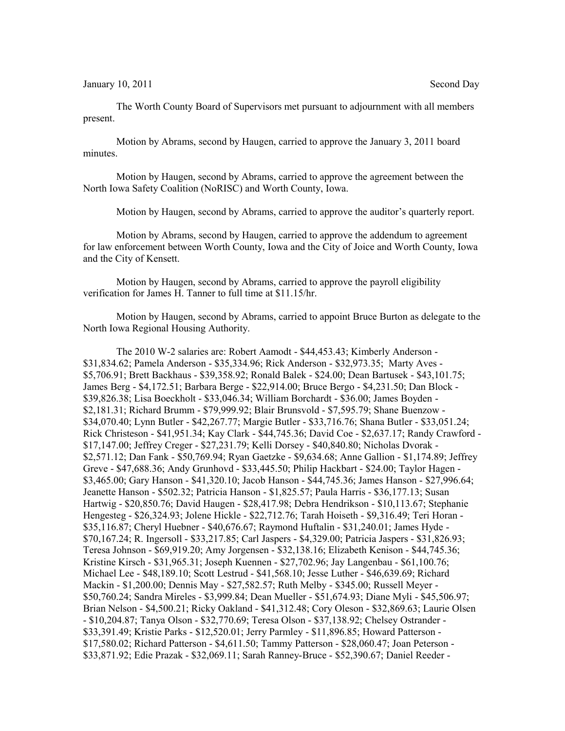January 10, 2011 Second Day

The Worth County Board of Supervisors met pursuant to adjournment with all members present.

Motion by Abrams, second by Haugen, carried to approve the January 3, 2011 board minutes.

Motion by Haugen, second by Abrams, carried to approve the agreement between the North Iowa Safety Coalition (NoRISC) and Worth County, Iowa.

Motion by Haugen, second by Abrams, carried to approve the auditor's quarterly report.

Motion by Abrams, second by Haugen, carried to approve the addendum to agreement for law enforcement between Worth County, Iowa and the City of Joice and Worth County, Iowa and the City of Kensett.

Motion by Haugen, second by Abrams, carried to approve the payroll eligibility verification for James H. Tanner to full time at $11.15/hr.

Motion by Haugen, second by Abrams, carried to appoint Bruce Burton as delegate to the North Iowa Regional Housing Authority.

The 2010 W-2 salaries are: Robert Aamodt - $44,453.43; Kimberly Anderson - $31,834.62; Pamela Anderson - $35,334.96; Rick Anderson - $32,973.35; Marty Aves - $5,706.91; Brett Backhaus - $39,358.92; Ronald Balek - $24.00; Dean Bartusek - $43,101.75; James Berg - $4,172.51; Barbara Berge - $22,914.00; Bruce Bergo - $4,231.50; Dan Block - $39,826.38; Lisa Boeckholt - $33,046.34; William Borchardt - $36.00; James Boyden - $2,181.31; Richard Brumm - $79,999.92; Blair Brunsvold - $7,595.79; Shane Buenzow - $34,070.40; Lynn Butler - $42,267.77; Margie Butler - $33,716.76; Shana Butler - $33,051.24; Rick Christeson - $41,951.34; Kay Clark - $44,745.36; David Coe - $2,637.17; Randy Crawford - $17,147.00; Jeffrey Creger - $27,231.79; Kelli Dorsey - $40,840.80; Nicholas Dvorak - $2,571.12; Dan Fank - $50,769.94; Ryan Gaetzke - $9,634.68; Anne Gallion - $1,174.89; Jeffrey Greve - $47,688.36; Andy Grunhovd - $33,445.50; Philip Hackbart - $24.00; Taylor Hagen - $3,465.00; Gary Hanson - $41,320.10; Jacob Hanson - $44,745.36; James Hanson - $27,996.64; Jeanette Hanson - $502.32; Patricia Hanson - $1,825.57; Paula Harris - $36,177.13; Susan Hartwig - $20,850.76; David Haugen - $28,417.98; Debra Hendrikson - $10,113.67; Stephanie Hengesteg - $26,324.93; Jolene Hickle - $22,712.76; Tarah Hoiseth - $9,316.49; Teri Horan - $35,116.87; Cheryl Huebner - $40,676.67; Raymond Huftalin - $31,240.01; James Hyde - $70,167.24; R. Ingersoll - $33,217.85; Carl Jaspers - $4,329.00; Patricia Jaspers - $31,826.93; Teresa Johnson - $69,919.20; Amy Jorgensen - $32,138.16; Elizabeth Kenison - $44,745.36; Kristine Kirsch - $31,965.31; Joseph Kuennen - $27,702.96; Jay Langenbau - $61,100.76; Michael Lee - $48,189.10; Scott Lestrud - $41,568.10; Jesse Luther - $46,639.69; Richard Mackin - $1,200.00; Dennis May - $27,582.57; Ruth Melby - $345.00; Russell Meyer - $50,760.24; Sandra Mireles - $3,999.84; Dean Mueller - $51,674.93; Diane Myli - $45,506.97; Brian Nelson - $4,500.21; Ricky Oakland - $41,312.48; Cory Oleson - $32,869.63; Laurie Olsen - $10,204.87; Tanya Olson - $32,770.69; Teresa Olson - $37,138.92; Chelsey Ostrander - $33,391.49; Kristie Parks - $12,520.01; Jerry Parmley - $11,896.85; Howard Patterson - $17,580.02; Richard Patterson - $4,611.50; Tammy Patterson - $28,060.47; Joan Peterson - $33,871.92; Edie Prazak - $32,069.11; Sarah Ranney-Bruce - $52,390.67; Daniel Reeder -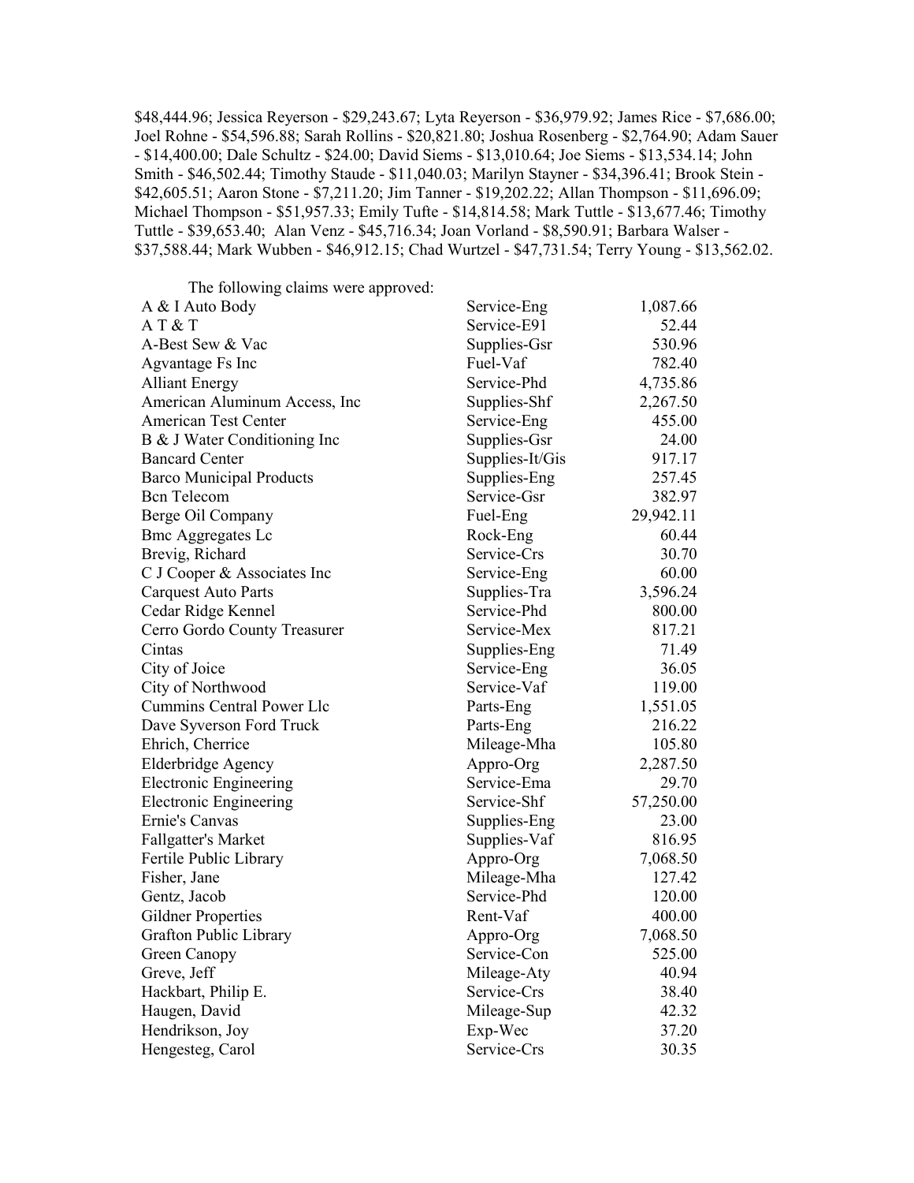$48,444.96; Jessica Reyerson - $29,243.67; Lyta Reyerson - $36,979.92; James Rice - $7,686.00; Joel Rohne - $54,596.88; Sarah Rollins - $20,821.80; Joshua Rosenberg - $2,764.90; Adam Sauer - $14,400.00; Dale Schultz - $24.00; David Siems - $13,010.64; Joe Siems - $13,534.14; John Smith - $46,502.44; Timothy Staude - $11,040.03; Marilyn Stayner - $34,396.41; Brook Stein - $42,605.51; Aaron Stone - $7,211.20; Jim Tanner - $19,202.22; Allan Thompson - $11,696.09; Michael Thompson - $51,957.33; Emily Tufte - $14,814.58; Mark Tuttle - $13,677.46; Timothy Tuttle - $39,653.40; Alan Venz - $45,716.34; Joan Vorland - $8,590.91; Barbara Walser - $37,588.44; Mark Wubben - $46,912.15; Chad Wurtzel - $47,731.54; Terry Young - $13,562.02.

The following claims were approved:

| | | |
|---|---|---|
| A & I Auto Body | Service-Eng | 1,087.66 |
| A T & T | Service-E91 | 52.44 |
| A-Best Sew & Vac | Supplies-Gsr | 530.96 |
| Agvantage Fs Inc | Fuel-Vaf | 782.40 |
| Alliant Energy | Service-Phd | 4,735.86 |
| American Aluminum Access, Inc | Supplies-Shf | 2,267.50 |
| American Test Center | Service-Eng | 455.00 |
| B & J Water Conditioning Inc | Supplies-Gsr | 24.00 |
| Bancard Center | Supplies-It/Gis | 917.17 |
| Barco Municipal Products | Supplies-Eng | 257.45 |
| Bcn Telecom | Service-Gsr | 382.97 |
| Berge Oil Company | Fuel-Eng | 29,942.11 |
| Bmc Aggregates Lc | Rock-Eng | 60.44 |
| Brevig, Richard | Service-Crs | 30.70 |
| C J Cooper & Associates Inc | Service-Eng | 60.00 |
| Carquest Auto Parts | Supplies-Tra | 3,596.24 |
| Cedar Ridge Kennel | Service-Phd | 800.00 |
| Cerro Gordo County Treasurer | Service-Mex | 817.21 |
| Cintas | Supplies-Eng | 71.49 |
| City of Joice | Service-Eng | 36.05 |
| City of Northwood | Service-Vaf | 119.00 |
| Cummins Central Power Llc | Parts-Eng | 1,551.05 |
| Dave Syverson Ford Truck | Parts-Eng | 216.22 |
| Ehrich, Cherrice | Mileage-Mha | 105.80 |
| Elderbridge Agency | Appro-Org | 2,287.50 |
| Electronic Engineering | Service-Ema | 29.70 |
| Electronic Engineering | Service-Shf | 57,250.00 |
| Ernie's Canvas | Supplies-Eng | 23.00 |
| Fallgatter's Market | Supplies-Vaf | 816.95 |
| Fertile Public Library | Appro-Org | 7,068.50 |
| Fisher, Jane | Mileage-Mha | 127.42 |
| Gentz, Jacob | Service-Phd | 120.00 |
| Gildner Properties | Rent-Vaf | 400.00 |
| Grafton Public Library | Appro-Org | 7,068.50 |
| Green Canopy | Service-Con | 525.00 |
| Greve, Jeff | Mileage-Aty | 40.94 |
| Hackbart, Philip E. | Service-Crs | 38.40 |
| Haugen, David | Mileage-Sup | 42.32 |
| Hendrikson, Joy | Exp-Wec | 37.20 |
| Hengesteg, Carol | Service-Crs | 30.35 |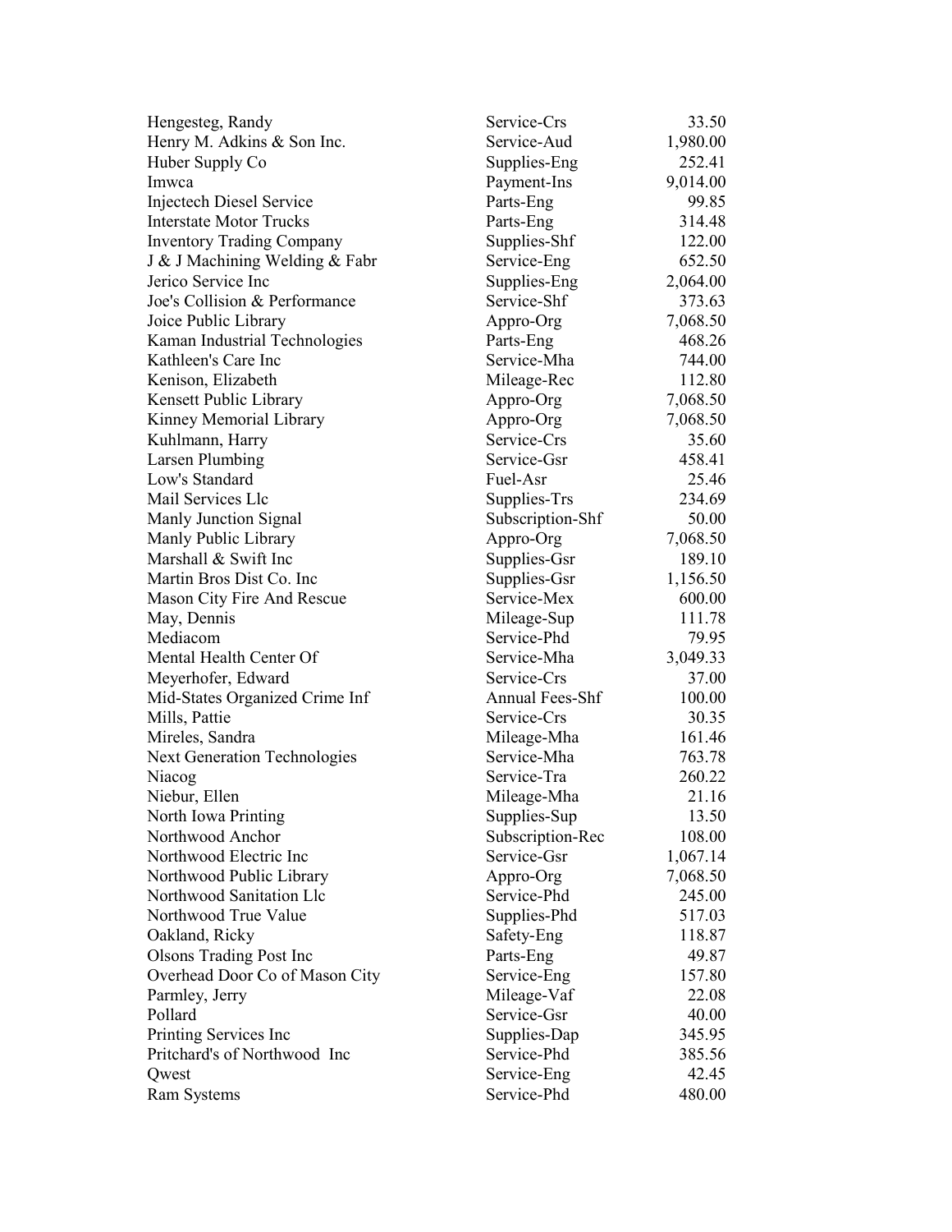| | | |
|---|---|---|
| Hengesteg, Randy | Service-Crs | 33.50 |
| Henry M. Adkins & Son Inc. | Service-Aud | 1,980.00 |
| Huber Supply Co | Supplies-Eng | 252.41 |
| Imwca | Payment-Ins | 9,014.00 |
| Injectech Diesel Service | Parts-Eng | 99.85 |
| Interstate Motor Trucks | Parts-Eng | 314.48 |
| Inventory Trading Company | Supplies-Shf | 122.00 |
| J & J Machining Welding & Fabr | Service-Eng | 652.50 |
| Jerico Service Inc | Supplies-Eng | 2,064.00 |
| Joe's Collision & Performance | Service-Shf | 373.63 |
| Joice Public Library | Appro-Org | 7,068.50 |
| Kaman Industrial Technologies | Parts-Eng | 468.26 |
| Kathleen's Care Inc | Service-Mha | 744.00 |
| Kenison, Elizabeth | Mileage-Rec | 112.80 |
| Kensett Public Library | Appro-Org | 7,068.50 |
| Kinney Memorial Library | Appro-Org | 7,068.50 |
| Kuhlmann, Harry | Service-Crs | 35.60 |
| Larsen Plumbing | Service-Gsr | 458.41 |
| Low's Standard | Fuel-Asr | 25.46 |
| Mail Services Llc | Supplies-Trs | 234.69 |
| Manly Junction Signal | Subscription-Shf | 50.00 |
| Manly Public Library | Appro-Org | 7,068.50 |
| Marshall & Swift Inc | Supplies-Gsr | 189.10 |
| Martin Bros Dist Co. Inc | Supplies-Gsr | 1,156.50 |
| Mason City Fire And Rescue | Service-Mex | 600.00 |
| May, Dennis | Mileage-Sup | 111.78 |
| Mediacom | Service-Phd | 79.95 |
| Mental Health Center Of | Service-Mha | 3,049.33 |
| Meyerhofer, Edward | Service-Crs | 37.00 |
| Mid-States Organized Crime Inf | Annual Fees-Shf | 100.00 |
| Mills, Pattie | Service-Crs | 30.35 |
| Mireles, Sandra | Mileage-Mha | 161.46 |
| Next Generation Technologies | Service-Mha | 763.78 |
| Niacog | Service-Tra | 260.22 |
| Niebur, Ellen | Mileage-Mha | 21.16 |
| North Iowa Printing | Supplies-Sup | 13.50 |
| Northwood Anchor | Subscription-Rec | 108.00 |
| Northwood Electric Inc | Service-Gsr | 1,067.14 |
| Northwood Public Library | Appro-Org | 7,068.50 |
| Northwood Sanitation Llc | Service-Phd | 245.00 |
| Northwood True Value | Supplies-Phd | 517.03 |
| Oakland, Ricky | Safety-Eng | 118.87 |
| Olsons Trading Post Inc | Parts-Eng | 49.87 |
| Overhead Door Co of Mason City | Service-Eng | 157.80 |
| Parmley, Jerry | Mileage-Vaf | 22.08 |
| Pollard | Service-Gsr | 40.00 |
| Printing Services Inc | Supplies-Dap | 345.95 |
| Pritchard's of Northwood Inc | Service-Phd | 385.56 |
| Qwest | Service-Eng | 42.45 |
| Ram Systems | Service-Phd | 480.00 |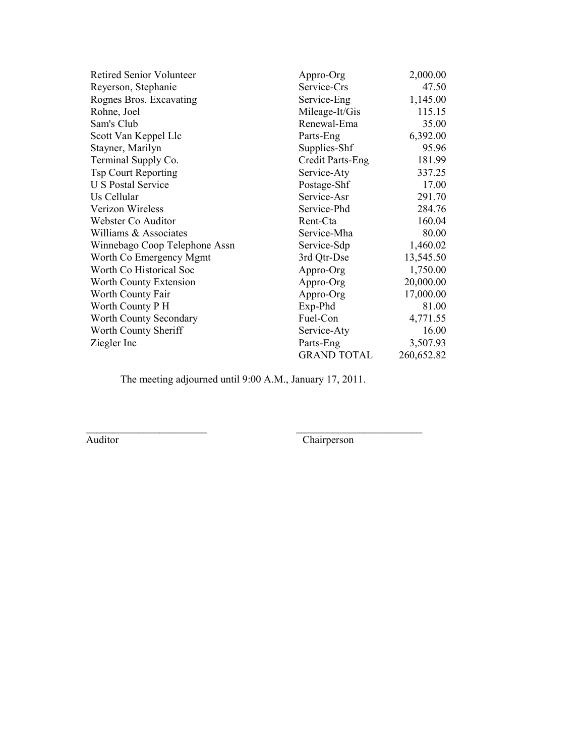| | | |
|---|---|---|
| Retired Senior Volunteer | Appro-Org | 2,000.00 |
| Reyerson, Stephanie | Service-Crs | 47.50 |
| Rognes Bros. Excavating | Service-Eng | 1,145.00 |
| Rohne, Joel | Mileage-It/Gis | 115.15 |
| Sam's Club | Renewal-Ema | 35.00 |
| Scott Van Keppel Llc | Parts-Eng | 6,392.00 |
| Stayner, Marilyn | Supplies-Shf | 95.96 |
| Terminal Supply Co. | Credit Parts-Eng | 181.99 |
| Tsp Court Reporting | Service-Aty | 337.25 |
| U S Postal Service | Postage-Shf | 17.00 |
| Us Cellular | Service-Asr | 291.70 |
| Verizon Wireless | Service-Phd | 284.76 |
| Webster Co Auditor | Rent-Cta | 160.04 |
| Williams & Associates | Service-Mha | 80.00 |
| Winnebago Coop Telephone Assn | Service-Sdp | 1,460.02 |
| Worth Co Emergency Mgmt | 3rd Qtr-Dse | 13,545.50 |
| Worth Co Historical Soc | Appro-Org | 1,750.00 |
| Worth County Extension | Appro-Org | 20,000.00 |
| Worth County Fair | Appro-Org | 17,000.00 |
| Worth County P H | Exp-Phd | 81.00 |
| Worth County Secondary | Fuel-Con | 4,771.55 |
| Worth County Sheriff | Service-Aty | 16.00 |
| Ziegler Inc | Parts-Eng | 3,507.93 |
| | GRAND TOTAL | 260,652.82 |

The meeting adjourned until 9:00 A.M., January 17, 2011.

_______________________ _______________________

Auditor Chairperson